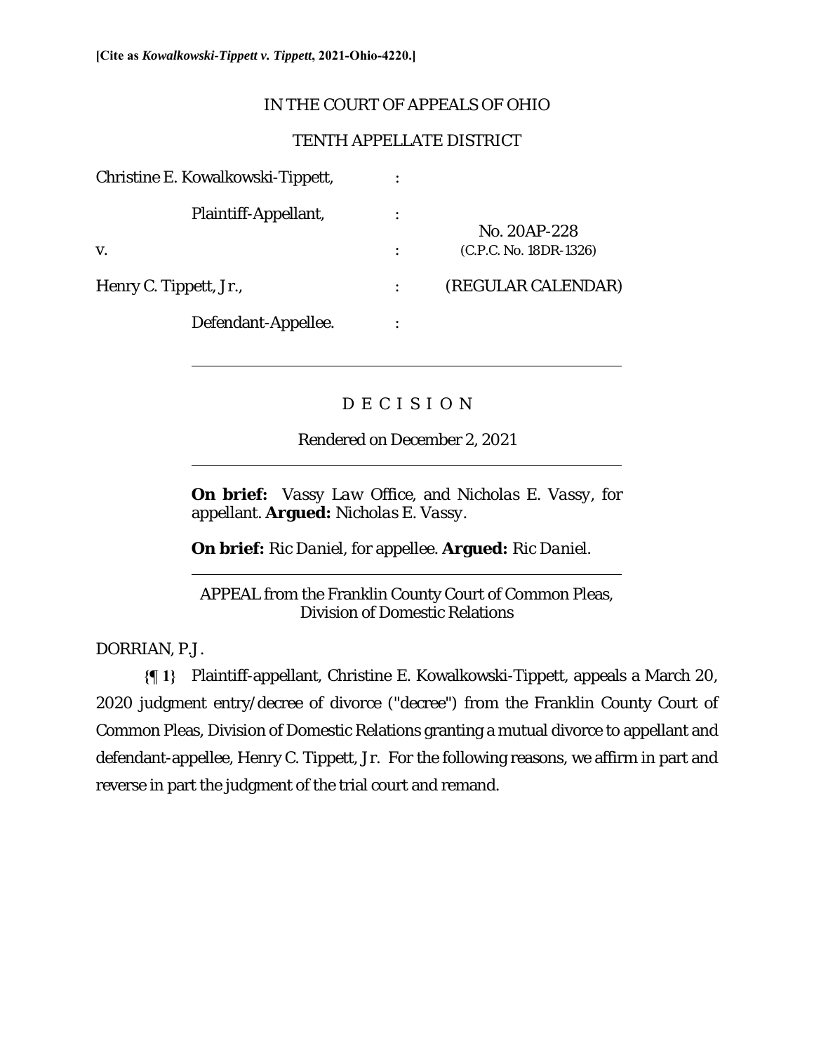**[Cite as *Kowalkowski-Tippett v. Tippett*, 2021-Ohio-4220.]**

IN THE COURT OF APPEALS OF OHIO

TENTH APPELLATE DISTRICT

| | | |
|---|---|---|
| Christine E. Kowalkowski-Tippett, | : | |
| Plaintiff-Appellant, | : | No. 20AP-228 |
| v. | : | (C.P.C. No. 18DR-1326) |
| Henry C. Tippett, Jr., | : | (REGULAR CALENDAR) |
| Defendant-Appellee. | : | |

---

D E C I S I O N

Rendered on December 2, 2021

---

**On brief:** *Vassy Law Office*, and *Nicholas E. Vassy*, for appellant. **Argued:** *Nicholas E. Vassy*.

**On brief:** *Ric Daniel*, for appellee. **Argued:** *Ric Daniel*.

---

APPEAL from the Franklin County Court of Common Pleas, Division of Domestic Relations

DORRIAN, P.J.

**{¶ 1}** Plaintiff-appellant, Christine E. Kowalkowski-Tippett, appeals a March 20, 2020 judgment entry/decree of divorce ("decree") from the Franklin County Court of Common Pleas, Division of Domestic Relations granting a mutual divorce to appellant and defendant-appellee, Henry C. Tippett, Jr. For the following reasons, we affirm in part and reverse in part the judgment of the trial court and remand.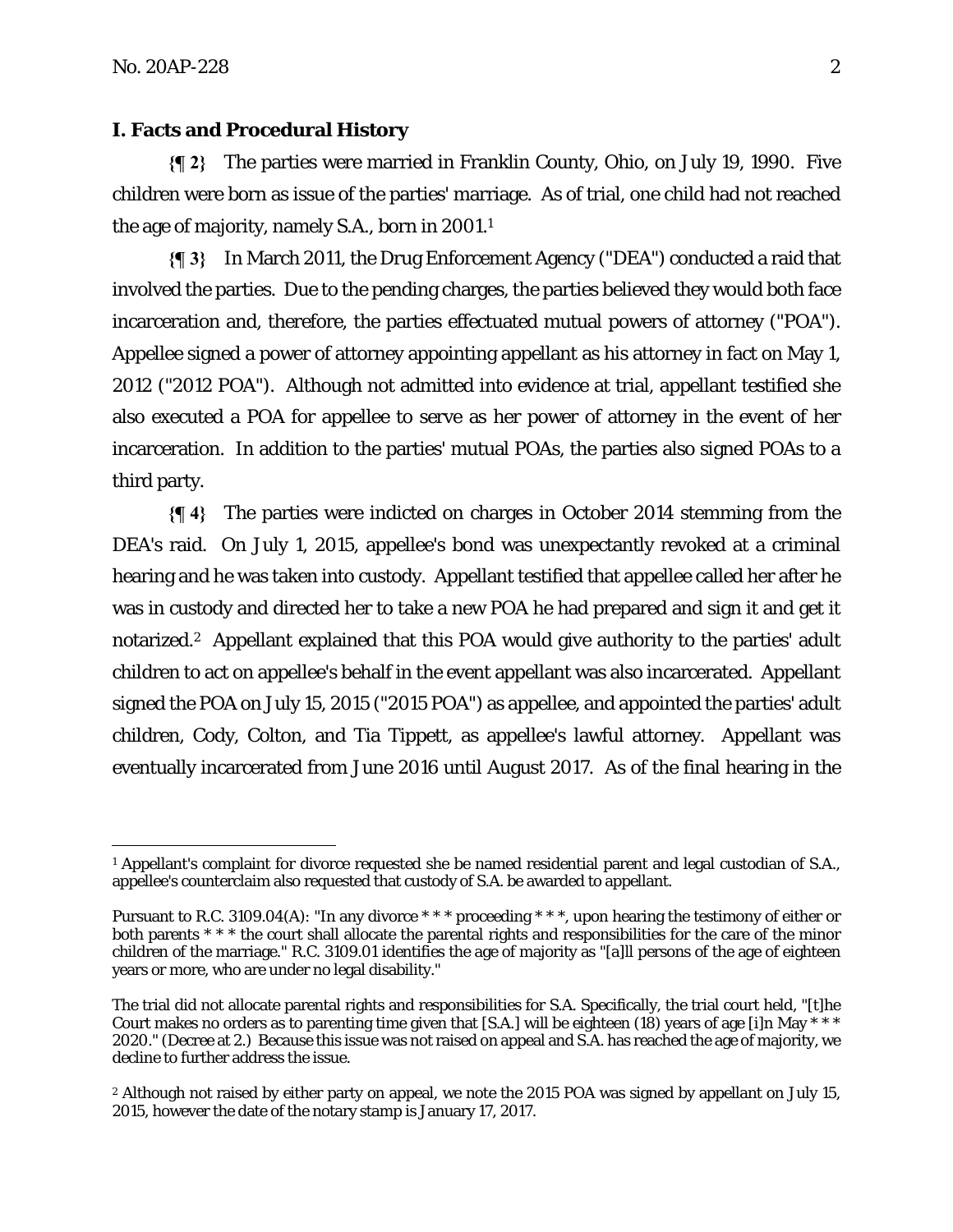## I. Facts and Procedural History

**{¶ 2}** The parties were married in Franklin County, Ohio, on July 19, 1990. Five children were born as issue of the parties' marriage. As of trial, one child had not reached the age of majority, namely S.A., born in 2001.[1]

**{¶ 3}** In March 2011, the Drug Enforcement Agency ("DEA") conducted a raid that involved the parties. Due to the pending charges, the parties believed they would both face incarceration and, therefore, the parties effectuated mutual powers of attorney ("POA"). Appellee signed a power of attorney appointing appellant as his attorney in fact on May 1, 2012 ("2012 POA"). Although not admitted into evidence at trial, appellant testified she also executed a POA for appellee to serve as her power of attorney in the event of her incarceration. In addition to the parties' mutual POAs, the parties also signed POAs to a third party.

**{¶ 4}** The parties were indicted on charges in October 2014 stemming from the DEA's raid. On July 1, 2015, appellee's bond was unexpectedly revoked at a criminal hearing and he was taken into custody. Appellant testified that appellee called her after he was in custody and directed her to take a new POA he had prepared and sign it and get it notarized.[2] Appellant explained that this POA would give authority to the parties' adult children to act on appellee's behalf in the event appellant was also incarcerated. Appellant signed the POA on July 15, 2015 ("2015 POA") as appellee, and appointed the parties' adult children, Cody, Colton, and Tia Tippett, as appellee's lawful attorney. Appellant was eventually incarcerated from June 2016 until August 2017. As of the final hearing in the

---

[1] Appellant's complaint for divorce requested she be named residential parent and legal custodian of S.A., appellee's counterclaim also requested that custody of S.A. be awarded to appellant.

Pursuant to R.C. 3109.04(A): "In any divorce * * * proceeding * * *, upon hearing the testimony of either or both parents * * * the court shall allocate the parental rights and responsibilities for the care of the minor children of the marriage." R.C. 3109.01 identifies the age of majority as "[a]ll persons of the age of eighteen years or more, who are under no legal disability."

The trial did not allocate parental rights and responsibilities for S.A. Specifically, the trial court held, "[t]he Court makes no orders as to parenting time given that [S.A.] will be eighteen (18) years of age [i]n May * * * 2020." (Decree at 2.) Because this issue was not raised on appeal and S.A. has reached the age of majority, we decline to further address the issue.

[2] Although not raised by either party on appeal, we note the 2015 POA was signed by appellant on July 15, 2015, however the date of the notary stamp is January 17, 2017.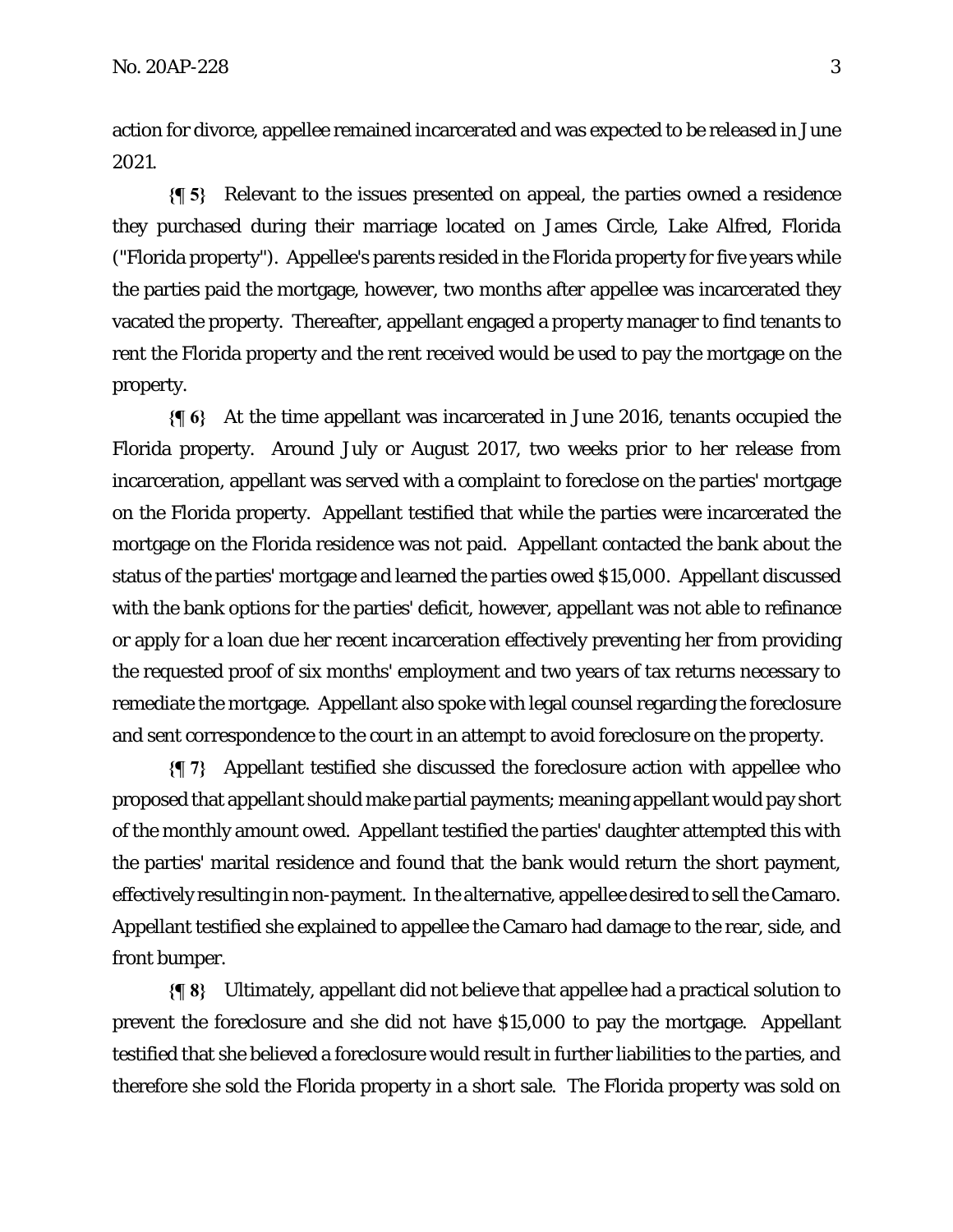action for divorce, appellee remained incarcerated and was expected to be released in June 2021.

**{¶ 5}** Relevant to the issues presented on appeal, the parties owned a residence they purchased during their marriage located on James Circle, Lake Alfred, Florida ("Florida property"). Appellee's parents resided in the Florida property for five years while the parties paid the mortgage, however, two months after appellee was incarcerated they vacated the property. Thereafter, appellant engaged a property manager to find tenants to rent the Florida property and the rent received would be used to pay the mortgage on the property.

**{¶ 6}** At the time appellant was incarcerated in June 2016, tenants occupied the Florida property. Around July or August 2017, two weeks prior to her release from incarceration, appellant was served with a complaint to foreclose on the parties' mortgage on the Florida property. Appellant testified that while the parties were incarcerated the mortgage on the Florida residence was not paid. Appellant contacted the bank about the status of the parties' mortgage and learned the parties owed $15,000. Appellant discussed with the bank options for the parties' deficit, however, appellant was not able to refinance or apply for a loan due her recent incarceration effectively preventing her from providing the requested proof of six months' employment and two years of tax returns necessary to remediate the mortgage. Appellant also spoke with legal counsel regarding the foreclosure and sent correspondence to the court in an attempt to avoid foreclosure on the property.

**{¶ 7}** Appellant testified she discussed the foreclosure action with appellee who proposed that appellant should make partial payments; meaning appellant would pay short of the monthly amount owed. Appellant testified the parties' daughter attempted this with the parties' marital residence and found that the bank would return the short payment, effectively resulting in non-payment. In the alternative, appellee desired to sell the Camaro. Appellant testified she explained to appellee the Camaro had damage to the rear, side, and front bumper.

**{¶ 8}** Ultimately, appellant did not believe that appellee had a practical solution to prevent the foreclosure and she did not have $15,000 to pay the mortgage. Appellant testified that she believed a foreclosure would result in further liabilities to the parties, and therefore she sold the Florida property in a short sale. The Florida property was sold on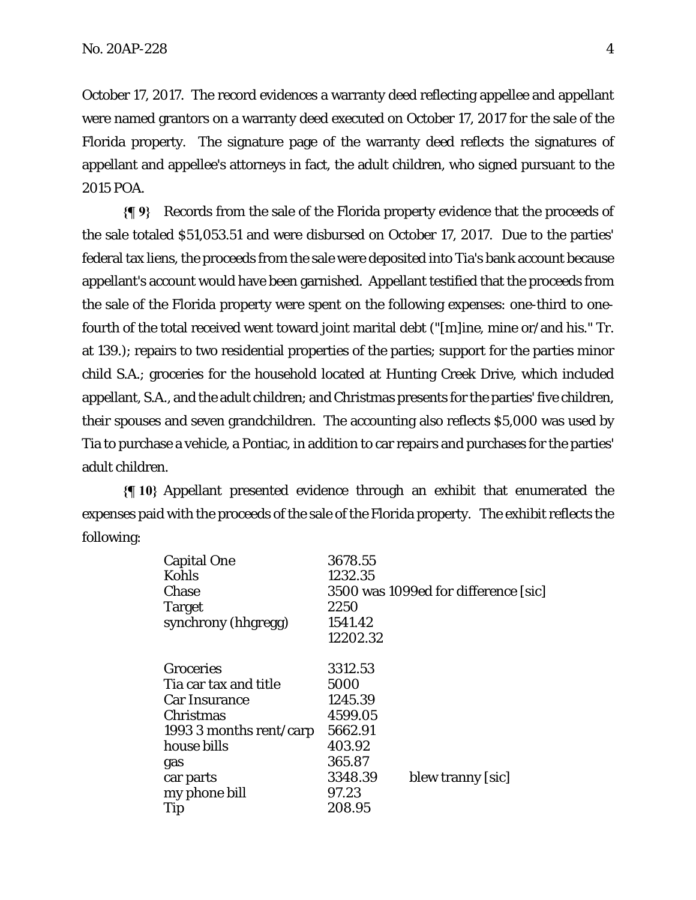October 17, 2017. The record evidences a warranty deed reflecting appellee and appellant were named grantors on a warranty deed executed on October 17, 2017 for the sale of the Florida property. The signature page of the warranty deed reflects the signatures of appellant and appellee's attorneys in fact, the adult children, who signed pursuant to the 2015 POA.

**{¶ 9}** Records from the sale of the Florida property evidence that the proceeds of the sale totaled $51,053.51 and were disbursed on October 17, 2017. Due to the parties' federal tax liens, the proceeds from the sale were deposited into Tia's bank account because appellant's account would have been garnished. Appellant testified that the proceeds from the sale of the Florida property were spent on the following expenses: one-third to one-fourth of the total received went toward joint marital debt ("[m]ine, mine or/and his." Tr. at 139.); repairs to two residential properties of the parties; support for the parties minor child S.A.; groceries for the household located at Hunting Creek Drive, which included appellant, S.A., and the adult children; and Christmas presents for the parties' five children, their spouses and seven grandchildren. The accounting also reflects $5,000 was used by Tia to purchase a vehicle, a Pontiac, in addition to car repairs and purchases for the parties' adult children.

**{¶ 10}** Appellant presented evidence through an exhibit that enumerated the expenses paid with the proceeds of the sale of the Florida property. The exhibit reflects the following:

| | | |
|---|---|---|
| Capital One | 3678.55 | |
| Kohls | 1232.35 | |
| Chase | 3500 was 1099ed for difference [sic] | |
| Target | 2250 | |
| synchrony (hhgregg) | 1541.42 | |
| | 12202.32 | |
| | | |
| Groceries | 3312.53 | |
| Tia car tax and title | 5000 | |
| Car Insurance | 1245.39 | |
| Christmas | 4599.05 | |
| 1993 3 months rent/carp | 5662.91 | |
| house bills | 403.92 | |
| gas | 365.87 | |
| car parts | 3348.39 | blew tranny [sic] |
| my phone bill | 97.23 | |
| Tip | 208.95 | |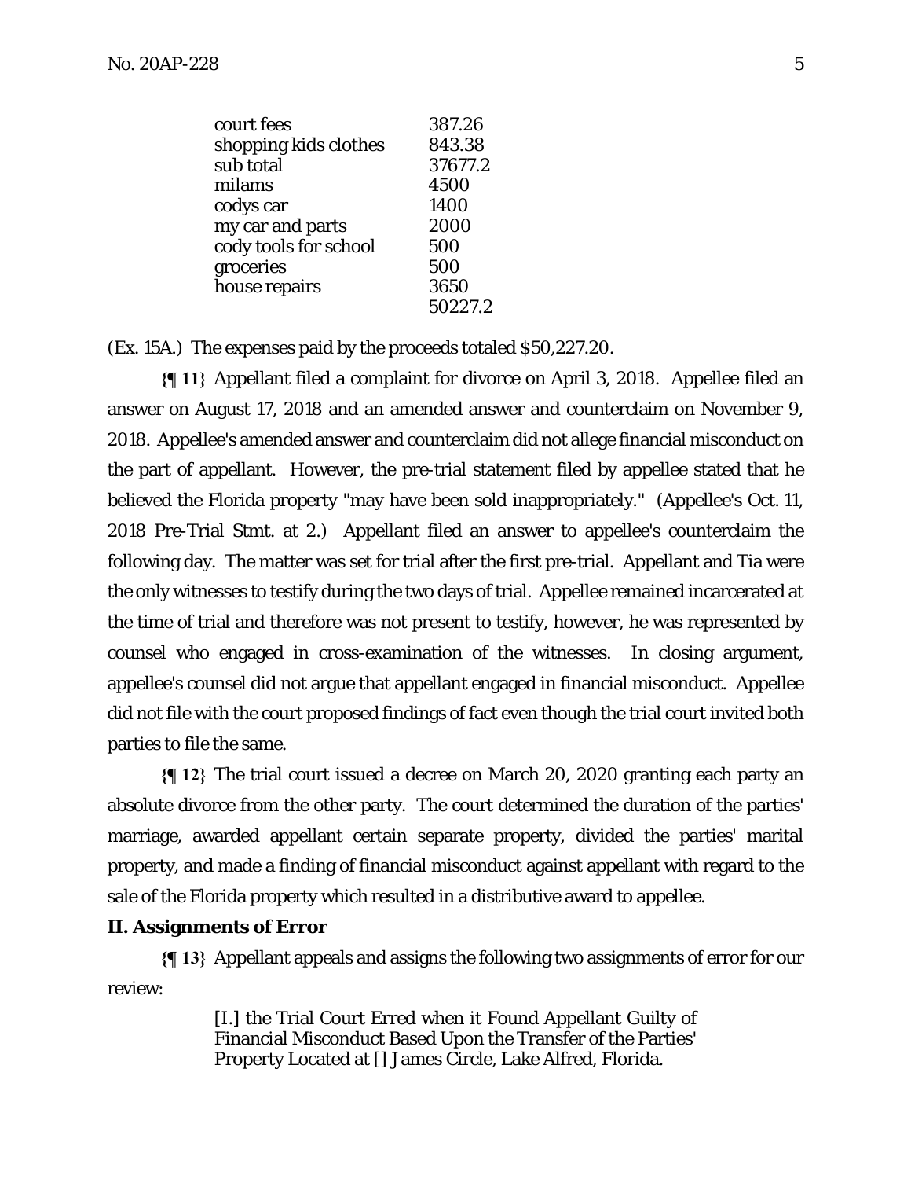| | |
|---|---|
| court fees | 387.26 |
| shopping kids clothes | 843.38 |
| sub total | 37677.2 |
| milams | 4500 |
| codys car | 1400 |
| my car and parts | 2000 |
| cody tools for school | 500 |
| groceries | 500 |
| house repairs | 3650 |
| | 50227.2 |

(Ex. 15A.) The expenses paid by the proceeds totaled $50,227.20.

**{¶ 11}** Appellant filed a complaint for divorce on April 3, 2018. Appellee filed an answer on August 17, 2018 and an amended answer and counterclaim on November 9, 2018. Appellee's amended answer and counterclaim did not allege financial misconduct on the part of appellant. However, the pre-trial statement filed by appellee stated that he believed the Florida property "may have been sold inappropriately." (Appellee's Oct. 11, 2018 Pre-Trial Stmt. at 2.) Appellant filed an answer to appellee's counterclaim the following day. The matter was set for trial after the first pre-trial. Appellant and Tia were the only witnesses to testify during the two days of trial. Appellee remained incarcerated at the time of trial and therefore was not present to testify, however, he was represented by counsel who engaged in cross-examination of the witnesses. In closing argument, appellee's counsel did not argue that appellant engaged in financial misconduct. Appellee did not file with the court proposed findings of fact even though the trial court invited both parties to file the same.

**{¶ 12}** The trial court issued a decree on March 20, 2020 granting each party an absolute divorce from the other party. The court determined the duration of the parties' marriage, awarded appellant certain separate property, divided the parties' marital property, and made a finding of financial misconduct against appellant with regard to the sale of the Florida property which resulted in a distributive award to appellee.

**II. Assignments of Error**

**{¶ 13}** Appellant appeals and assigns the following two assignments of error for our review:

> [I.] the Trial Court Erred when it Found Appellant Guilty of Financial Misconduct Based Upon the Transfer of the Parties' Property Located at [] James Circle, Lake Alfred, Florida.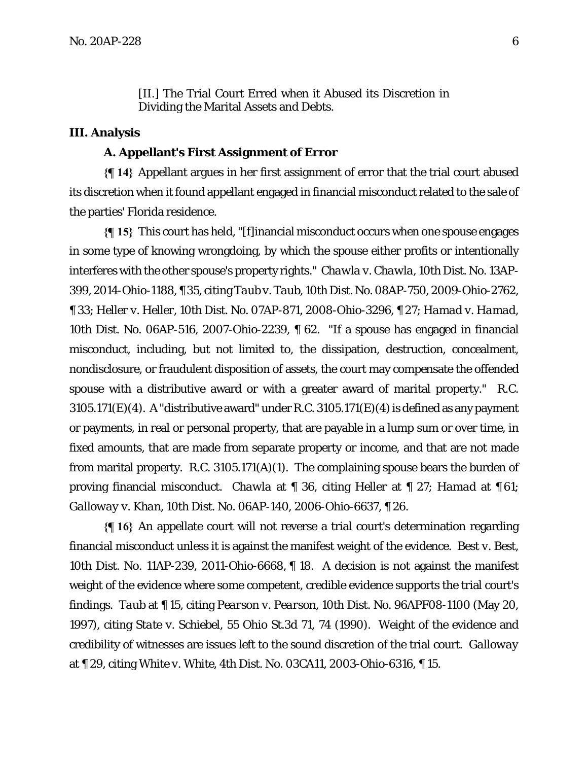[II.] The Trial Court Erred when it Abused its Discretion in Dividing the Marital Assets and Debts.

## III. Analysis

### A. Appellant's First Assignment of Error

**{¶ 14}** Appellant argues in her first assignment of error that the trial court abused its discretion when it found appellant engaged in financial misconduct related to the sale of the parties' Florida residence.

**{¶ 15}** This court has held, "[f]inancial misconduct occurs when one spouse engages in some type of knowing wrongdoing, by which the spouse either profits or intentionally interferes with the other spouse's property rights." *Chawla v. Chawla*, 10th Dist. No. 13AP-399, 2014-Ohio-1188, ¶ 35, citing *Taub v. Taub*, 10th Dist. No. 08AP-750, 2009-Ohio-2762, ¶ 33; *Heller v. Heller*, 10th Dist. No. 07AP-871, 2008-Ohio-3296, ¶ 27; *Hamad v. Hamad*, 10th Dist. No. 06AP-516, 2007-Ohio-2239, ¶ 62. "If a spouse has engaged in financial misconduct, including, but not limited to, the dissipation, destruction, concealment, nondisclosure, or fraudulent disposition of assets, the court may compensate the offended spouse with a distributive award or with a greater award of marital property." R.C. 3105.171(E)(4). A "distributive award" under R.C. 3105.171(E)(4) is defined as any payment or payments, in real or personal property, that are payable in a lump sum or over time, in fixed amounts, that are made from separate property or income, and that are not made from marital property. R.C. 3105.171(A)(1). The complaining spouse bears the burden of proving financial misconduct. *Chawla* at ¶ 36, citing *Heller* at ¶ 27; *Hamad* at ¶ 61; *Galloway v. Khan*, 10th Dist. No. 06AP-140, 2006-Ohio-6637, ¶ 26.

**{¶ 16}** An appellate court will not reverse a trial court's determination regarding financial misconduct unless it is against the manifest weight of the evidence. *Best v. Best*, 10th Dist. No. 11AP-239, 2011-Ohio-6668, ¶ 18. A decision is not against the manifest weight of the evidence where some competent, credible evidence supports the trial court's findings. *Taub* at ¶ 15, citing *Pearson v. Pearson*, 10th Dist. No. 96APF08-1100 (May 20, 1997), citing *State v. Schiebel*, 55 Ohio St.3d 71, 74 (1990). Weight of the evidence and credibility of witnesses are issues left to the sound discretion of the trial court. *Galloway* at ¶ 29, citing *White v. White*, 4th Dist. No. 03CA11, 2003-Ohio-6316, ¶ 15.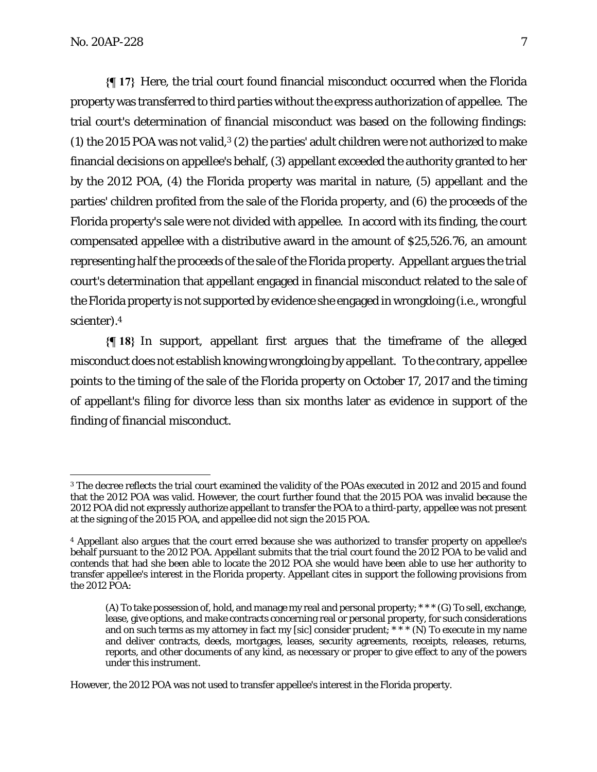**{¶ 17}** Here, the trial court found financial misconduct occurred when the Florida property was transferred to third parties without the express authorization of appellee. The trial court's determination of financial misconduct was based on the following findings: (1) the 2015 POA was not valid,[3] (2) the parties' adult children were not authorized to make financial decisions on appellee's behalf, (3) appellant exceeded the authority granted to her by the 2012 POA, (4) the Florida property was marital in nature, (5) appellant and the parties' children profited from the sale of the Florida property, and (6) the proceeds of the Florida property's sale were not divided with appellee. In accord with its finding, the court compensated appellee with a distributive award in the amount of $25,526.76, an amount representing half the proceeds of the sale of the Florida property. Appellant argues the trial court's determination that appellant engaged in financial misconduct related to the sale of the Florida property is not supported by evidence she engaged in wrongdoing (i.e., wrongful scienter).[4]

**{¶ 18}** In support, appellant first argues that the timeframe of the alleged misconduct does not establish knowing wrongdoing by appellant. To the contrary, appellee points to the timing of the sale of the Florida property on October 17, 2017 and the timing of appellant's filing for divorce less than six months later as evidence in support of the finding of financial misconduct.

---

[3] The decree reflects the trial court examined the validity of the POAs executed in 2012 and 2015 and found that the 2012 POA was valid. However, the court further found that the 2015 POA was invalid because the 2012 POA did not expressly authorize appellant to transfer the POA to a third-party, appellee was not present at the signing of the 2015 POA, and appellee did not sign the 2015 POA.

[4] Appellant also argues that the court erred because she was authorized to transfer property on appellee's behalf pursuant to the 2012 POA. Appellant submits that the trial court found the 2012 POA to be valid and contends that had she been able to locate the 2012 POA she would have been able to use her authority to transfer appellee's interest in the Florida property. Appellant cites in support the following provisions from the 2012 POA:

> (A) To take possession of, hold, and manage my real and personal property; * * * (G) To sell, exchange, lease, give options, and make contracts concerning real or personal property, for such considerations and on such terms as my attorney in fact my [sic] consider prudent; * * * (N) To execute in my name and deliver contracts, deeds, mortgages, leases, security agreements, receipts, releases, returns, reports, and other documents of any kind, as necessary or proper to give effect to any of the powers under this instrument.

However, the 2012 POA was not used to transfer appellee's interest in the Florida property.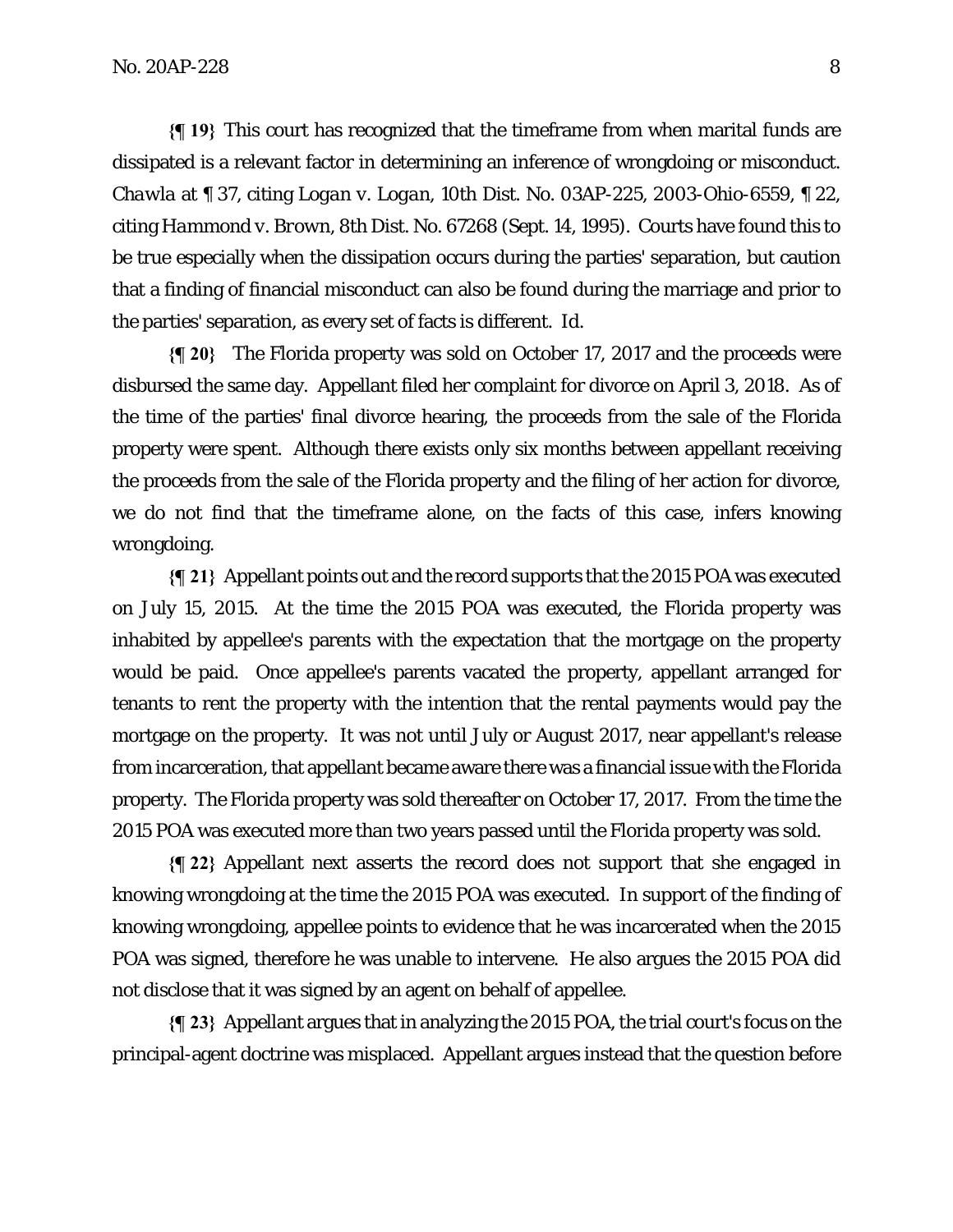**{¶ 19}** This court has recognized that the timeframe from when marital funds are dissipated is a relevant factor in determining an inference of wrongdoing or misconduct. *Chawla* at ¶ 37, citing *Logan v. Logan*, 10th Dist. No. 03AP-225, 2003-Ohio-6559, ¶ 22, citing *Hammond v. Brown*, 8th Dist. No. 67268 (Sept. 14, 1995). Courts have found this to be true especially when the dissipation occurs during the parties' separation, but caution that a finding of financial misconduct can also be found during the marriage and prior to the parties' separation, as every set of facts is different. *Id.*

**{¶ 20}** The Florida property was sold on October 17, 2017 and the proceeds were disbursed the same day. Appellant filed her complaint for divorce on April 3, 2018. As of the time of the parties' final divorce hearing, the proceeds from the sale of the Florida property were spent. Although there exists only six months between appellant receiving the proceeds from the sale of the Florida property and the filing of her action for divorce, we do not find that the timeframe alone, on the facts of this case, infers knowing wrongdoing.

**{¶ 21}** Appellant points out and the record supports that the 2015 POA was executed on July 15, 2015. At the time the 2015 POA was executed, the Florida property was inhabited by appellee's parents with the expectation that the mortgage on the property would be paid. Once appellee's parents vacated the property, appellant arranged for tenants to rent the property with the intention that the rental payments would pay the mortgage on the property. It was not until July or August 2017, near appellant's release from incarceration, that appellant became aware there was a financial issue with the Florida property. The Florida property was sold thereafter on October 17, 2017. From the time the 2015 POA was executed more than two years passed until the Florida property was sold.

**{¶ 22}** Appellant next asserts the record does not support that she engaged in knowing wrongdoing at the time the 2015 POA was executed. In support of the finding of knowing wrongdoing, appellee points to evidence that he was incarcerated when the 2015 POA was signed, therefore he was unable to intervene. He also argues the 2015 POA did not disclose that it was signed by an agent on behalf of appellee.

**{¶ 23}** Appellant argues that in analyzing the 2015 POA, the trial court's focus on the principal-agent doctrine was misplaced. Appellant argues instead that the question before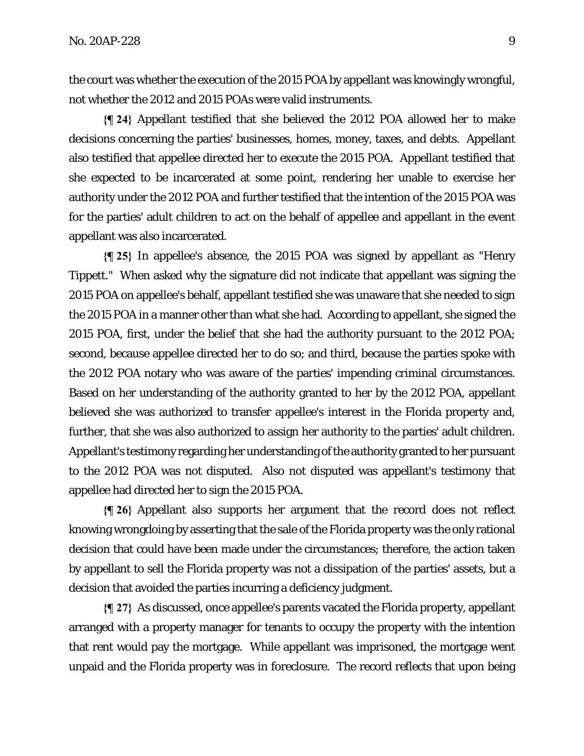the court was whether the execution of the 2015 POA by appellant was knowingly wrongful, not whether the 2012 and 2015 POAs were valid instruments.

**{¶ 24}** Appellant testified that she believed the 2012 POA allowed her to make decisions concerning the parties' businesses, homes, money, taxes, and debts. Appellant also testified that appellee directed her to execute the 2015 POA. Appellant testified that she expected to be incarcerated at some point, rendering her unable to exercise her authority under the 2012 POA and further testified that the intention of the 2015 POA was for the parties' adult children to act on the behalf of appellee and appellant in the event appellant was also incarcerated.

**{¶ 25}** In appellee's absence, the 2015 POA was signed by appellant as "Henry Tippett." When asked why the signature did not indicate that appellant was signing the 2015 POA on appellee's behalf, appellant testified she was unaware that she needed to sign the 2015 POA in a manner other than what she had. According to appellant, she signed the 2015 POA, first, under the belief that she had the authority pursuant to the 2012 POA; second, because appellee directed her to do so; and third, because the parties spoke with the 2012 POA notary who was aware of the parties' impending criminal circumstances. Based on her understanding of the authority granted to her by the 2012 POA, appellant believed she was authorized to transfer appellee's interest in the Florida property and, further, that she was also authorized to assign her authority to the parties' adult children. Appellant's testimony regarding her understanding of the authority granted to her pursuant to the 2012 POA was not disputed. Also not disputed was appellant's testimony that appellee had directed her to sign the 2015 POA.

**{¶ 26}** Appellant also supports her argument that the record does not reflect knowing wrongdoing by asserting that the sale of the Florida property was the only rational decision that could have been made under the circumstances; therefore, the action taken by appellant to sell the Florida property was not a dissipation of the parties' assets, but a decision that avoided the parties incurring a deficiency judgment.

**{¶ 27}** As discussed, once appellee's parents vacated the Florida property, appellant arranged with a property manager for tenants to occupy the property with the intention that rent would pay the mortgage. While appellant was imprisoned, the mortgage went unpaid and the Florida property was in foreclosure. The record reflects that upon being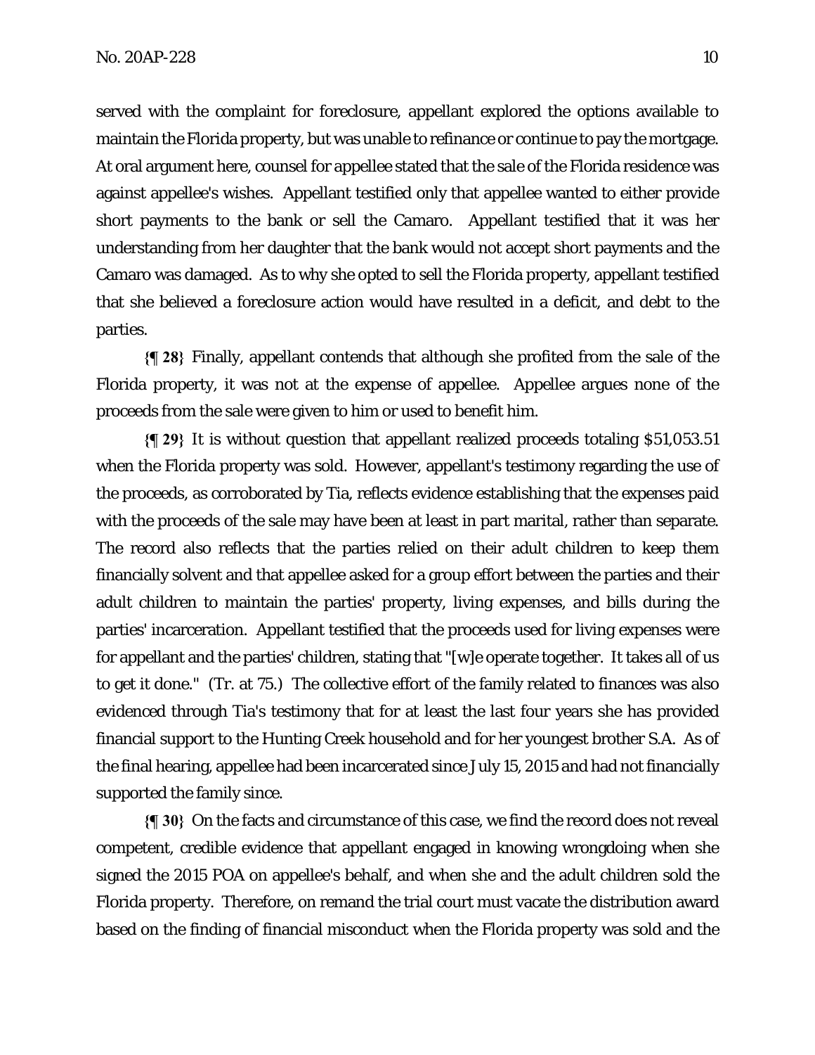served with the complaint for foreclosure, appellant explored the options available to maintain the Florida property, but was unable to refinance or continue to pay the mortgage. At oral argument here, counsel for appellee stated that the sale of the Florida residence was against appellee's wishes. Appellant testified only that appellee wanted to either provide short payments to the bank or sell the Camaro. Appellant testified that it was her understanding from her daughter that the bank would not accept short payments and the Camaro was damaged. As to why she opted to sell the Florida property, appellant testified that she believed a foreclosure action would have resulted in a deficit, and debt to the parties.

**{¶ 28}** Finally, appellant contends that although she profited from the sale of the Florida property, it was not at the expense of appellee. Appellee argues none of the proceeds from the sale were given to him or used to benefit him.

**{¶ 29}** It is without question that appellant realized proceeds totaling $51,053.51 when the Florida property was sold. However, appellant's testimony regarding the use of the proceeds, as corroborated by Tia, reflects evidence establishing that the expenses paid with the proceeds of the sale may have been at least in part marital, rather than separate. The record also reflects that the parties relied on their adult children to keep them financially solvent and that appellee asked for a group effort between the parties and their adult children to maintain the parties' property, living expenses, and bills during the parties' incarceration. Appellant testified that the proceeds used for living expenses were for appellant and the parties' children, stating that "[w]e operate together. It takes all of us to get it done." (Tr. at 75.) The collective effort of the family related to finances was also evidenced through Tia's testimony that for at least the last four years she has provided financial support to the Hunting Creek household and for her youngest brother S.A. As of the final hearing, appellee had been incarcerated since July 15, 2015 and had not financially supported the family since.

**{¶ 30}** On the facts and circumstance of this case, we find the record does not reveal competent, credible evidence that appellant engaged in knowing wrongdoing when she signed the 2015 POA on appellee's behalf, and when she and the adult children sold the Florida property. Therefore, on remand the trial court must vacate the distribution award based on the finding of financial misconduct when the Florida property was sold and the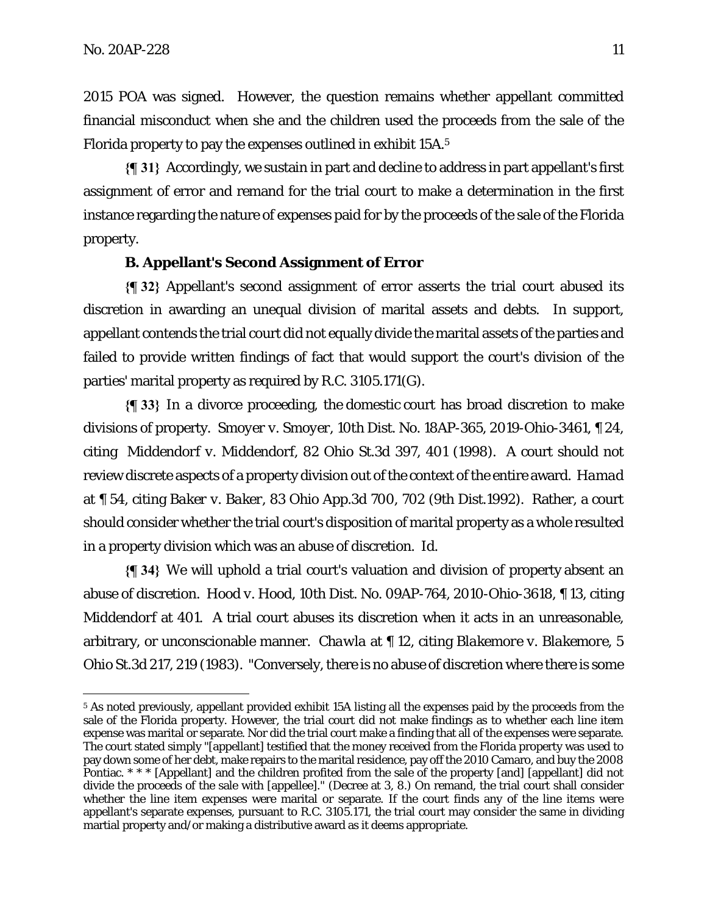2015 POA was signed. However, the question remains whether appellant committed financial misconduct when she and the children used the proceeds from the sale of the Florida property to pay the expenses outlined in exhibit 15A.[5]

**{¶ 31}** Accordingly, we sustain in part and decline to address in part appellant's first assignment of error and remand for the trial court to make a determination in the first instance regarding the nature of expenses paid for by the proceeds of the sale of the Florida property.

### B. Appellant's Second Assignment of Error

**{¶ 32}** Appellant's second assignment of error asserts the trial court abused its discretion in awarding an unequal division of marital assets and debts. In support, appellant contends the trial court did not equally divide the marital assets of the parties and failed to provide written findings of fact that would support the court's division of the parties' marital property as required by R.C. 3105.171(G).

**{¶ 33}** In a divorce proceeding, the domestic court has broad discretion to make divisions of property. *Smoyer v. Smoyer*, 10th Dist. No. 18AP-365, 2019-Ohio-3461, ¶ 24, citing *Middendorf v. Middendorf*, 82 Ohio St.3d 397, 401 (1998). A court should not review discrete aspects of a property division out of the context of the entire award. *Hamad* at ¶ 54, citing *Baker v. Baker*, 83 Ohio App.3d 700, 702 (9th Dist.1992). Rather, a court should consider whether the trial court's disposition of marital property as a whole resulted in a property division which was an abuse of discretion. *Id.*

**{¶ 34}** We will uphold a trial court's valuation and division of property absent an abuse of discretion. *Hood v. Hood*, 10th Dist. No. 09AP-764, 2010-Ohio-3618, ¶ 13, citing *Middendorf* at 401. A trial court abuses its discretion when it acts in an unreasonable, arbitrary, or unconscionable manner. *Chawla* at ¶ 12, citing *Blakemore v. Blakemore*, 5 Ohio St.3d 217, 219 (1983). "Conversely, there is no abuse of discretion where there is some

---

[5] As noted previously, appellant provided exhibit 15A listing all the expenses paid by the proceeds from the sale of the Florida property. However, the trial court did not make findings as to whether each line item expense was marital or separate. Nor did the trial court make a finding that all of the expenses were separate. The court stated simply "[appellant] testified that the money received from the Florida property was used to pay down some of her debt, make repairs to the marital residence, pay off the 2010 Camaro, and buy the 2008 Pontiac. * * * [Appellant] and the children profited from the sale of the property [and] [appellant] did not divide the proceeds of the sale with [appellee]." (Decree at 3, 8.) On remand, the trial court shall consider whether the line item expenses were marital or separate. If the court finds any of the line items were appellant's separate expenses, pursuant to R.C. 3105.171, the trial court may consider the same in dividing martial property and/or making a distributive award as it deems appropriate.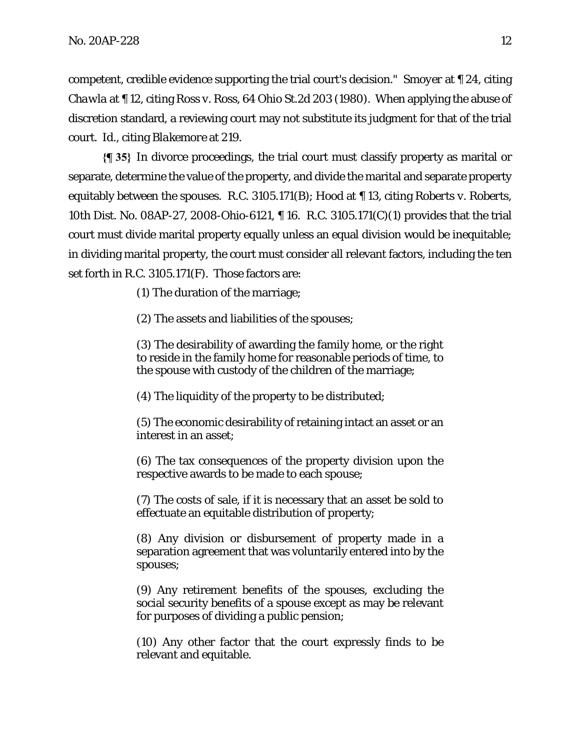competent, credible evidence supporting the trial court's decision." *Smoyer* at ¶ 24, citing *Chawla* at ¶ 12, citing *Ross v. Ross*, 64 Ohio St.2d 203 (1980). When applying the abuse of discretion standard, a reviewing court may not substitute its judgment for that of the trial court. *Id.*, citing *Blakemore* at 219.

**{¶ 35}** In divorce proceedings, the trial court must classify property as marital or separate, determine the value of the property, and divide the marital and separate property equitably between the spouses. R.C. 3105.171(B); *Hood* at ¶ 13, citing *Roberts v. Roberts*, 10th Dist. No. 08AP-27, 2008-Ohio-6121, ¶ 16. R.C. 3105.171(C)(1) provides that the trial court must divide marital property equally unless an equal division would be inequitable; in dividing marital property, the court must consider all relevant factors, including the ten set forth in R.C. 3105.171(F). Those factors are:

> (1) The duration of the marriage;
>
> (2) The assets and liabilities of the spouses;
>
> (3) The desirability of awarding the family home, or the right to reside in the family home for reasonable periods of time, to the spouse with custody of the children of the marriage;
>
> (4) The liquidity of the property to be distributed;
>
> (5) The economic desirability of retaining intact an asset or an interest in an asset;
>
> (6) The tax consequences of the property division upon the respective awards to be made to each spouse;
>
> (7) The costs of sale, if it is necessary that an asset be sold to effectuate an equitable distribution of property;
>
> (8) Any division or disbursement of property made in a separation agreement that was voluntarily entered into by the spouses;
>
> (9) Any retirement benefits of the spouses, excluding the social security benefits of a spouse except as may be relevant for purposes of dividing a public pension;
>
> (10) Any other factor that the court expressly finds to be relevant and equitable.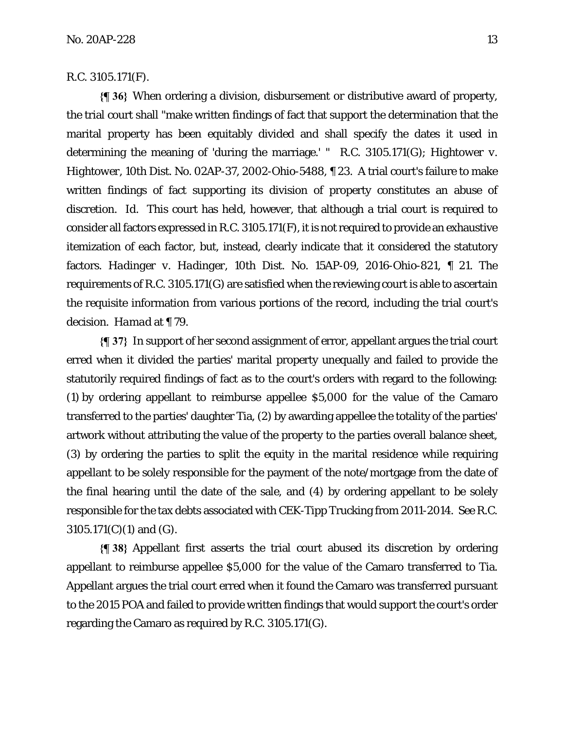R.C. 3105.171(F).

**{¶ 36}** When ordering a division, disbursement or distributive award of property, the trial court shall "make written findings of fact that support the determination that the marital property has been equitably divided and shall specify the dates it used in determining the meaning of 'during the marriage.' " R.C. 3105.171(G); *Hightower v. Hightower*, 10th Dist. No. 02AP-37, 2002-Ohio-5488, ¶ 23. A trial court's failure to make written findings of fact supporting its division of property constitutes an abuse of discretion. *Id.* This court has held, however, that although a trial court is required to consider all factors expressed in R.C. 3105.171(F), it is not required to provide an exhaustive itemization of each factor, but, instead, clearly indicate that it considered the statutory factors. *Hadinger v. Hadinger*, 10th Dist. No. 15AP-09, 2016-Ohio-821, ¶ 21. The requirements of R.C. 3105.171(G) are satisfied when the reviewing court is able to ascertain the requisite information from various portions of the record, including the trial court's decision. *Hamad* at ¶ 79.

**{¶ 37}** In support of her second assignment of error, appellant argues the trial court erred when it divided the parties' marital property unequally and failed to provide the statutorily required findings of fact as to the court's orders with regard to the following: (1) by ordering appellant to reimburse appellee $5,000 for the value of the Camaro transferred to the parties' daughter Tia, (2) by awarding appellee the totality of the parties' artwork without attributing the value of the property to the parties overall balance sheet, (3) by ordering the parties to split the equity in the marital residence while requiring appellant to be solely responsible for the payment of the note/mortgage from the date of the final hearing until the date of the sale, and (4) by ordering appellant to be solely responsible for the tax debts associated with CEK-Tipp Trucking from 2011-2014. See R.C. 3105.171(C)(1) and (G).

**{¶ 38}** Appellant first asserts the trial court abused its discretion by ordering appellant to reimburse appellee $5,000 for the value of the Camaro transferred to Tia. Appellant argues the trial court erred when it found the Camaro was transferred pursuant to the 2015 POA and failed to provide written findings that would support the court's order regarding the Camaro as required by R.C. 3105.171(G).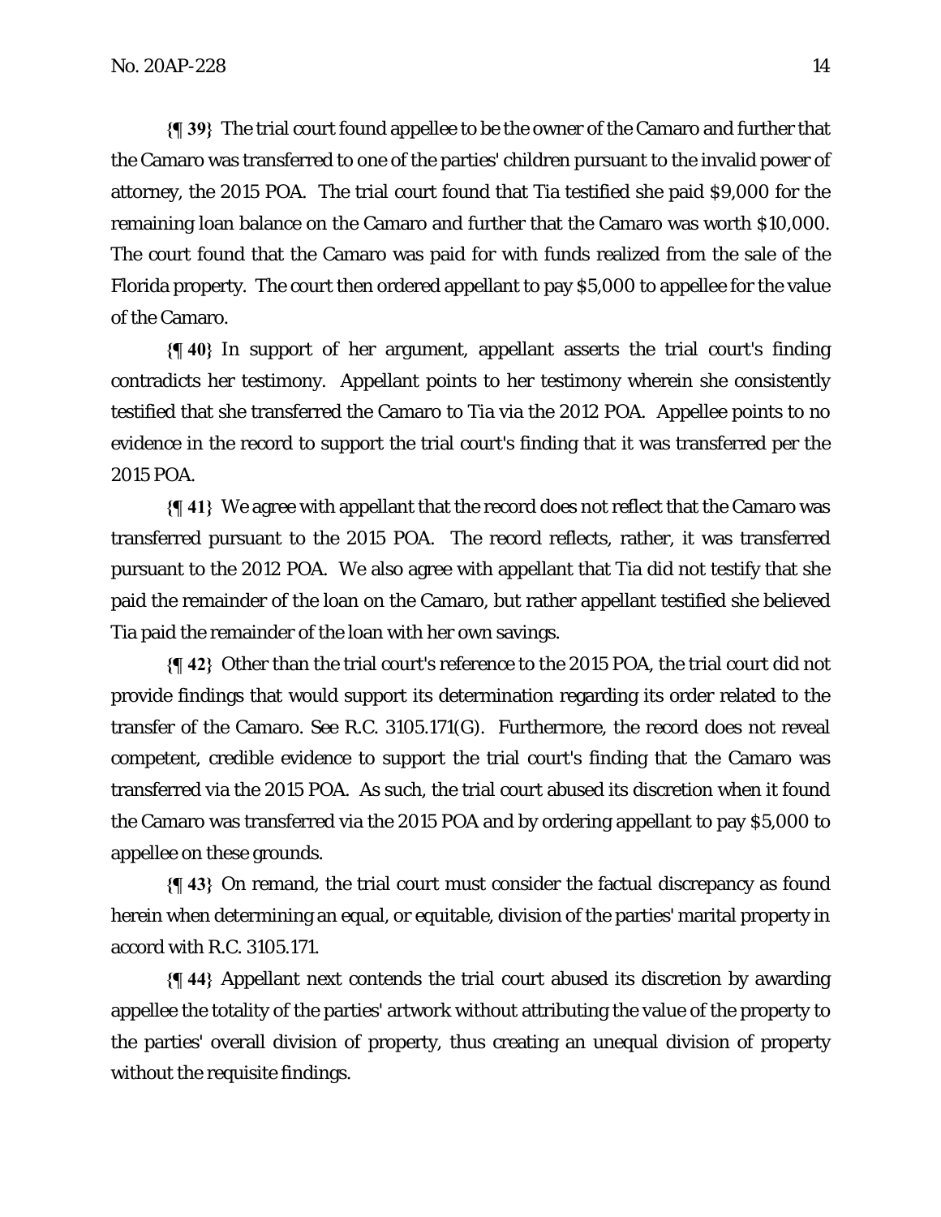**{¶ 39}** The trial court found appellee to be the owner of the Camaro and further that the Camaro was transferred to one of the parties' children pursuant to the invalid power of attorney, the 2015 POA. The trial court found that Tia testified she paid $9,000 for the remaining loan balance on the Camaro and further that the Camaro was worth $10,000. The court found that the Camaro was paid for with funds realized from the sale of the Florida property. The court then ordered appellant to pay $5,000 to appellee for the value of the Camaro.

**{¶ 40}** In support of her argument, appellant asserts the trial court's finding contradicts her testimony. Appellant points to her testimony wherein she consistently testified that she transferred the Camaro to Tia via the 2012 POA. Appellee points to no evidence in the record to support the trial court's finding that it was transferred per the 2015 POA.

**{¶ 41}** We agree with appellant that the record does not reflect that the Camaro was transferred pursuant to the 2015 POA. The record reflects, rather, it was transferred pursuant to the 2012 POA. We also agree with appellant that Tia did not testify that she paid the remainder of the loan on the Camaro, but rather appellant testified she believed Tia paid the remainder of the loan with her own savings.

**{¶ 42}** Other than the trial court's reference to the 2015 POA, the trial court did not provide findings that would support its determination regarding its order related to the transfer of the Camaro. See R.C. 3105.171(G). Furthermore, the record does not reveal competent, credible evidence to support the trial court's finding that the Camaro was transferred via the 2015 POA. As such, the trial court abused its discretion when it found the Camaro was transferred via the 2015 POA and by ordering appellant to pay $5,000 to appellee on these grounds.

**{¶ 43}** On remand, the trial court must consider the factual discrepancy as found herein when determining an equal, or equitable, division of the parties' marital property in accord with R.C. 3105.171.

**{¶ 44}** Appellant next contends the trial court abused its discretion by awarding appellee the totality of the parties' artwork without attributing the value of the property to the parties' overall division of property, thus creating an unequal division of property without the requisite findings.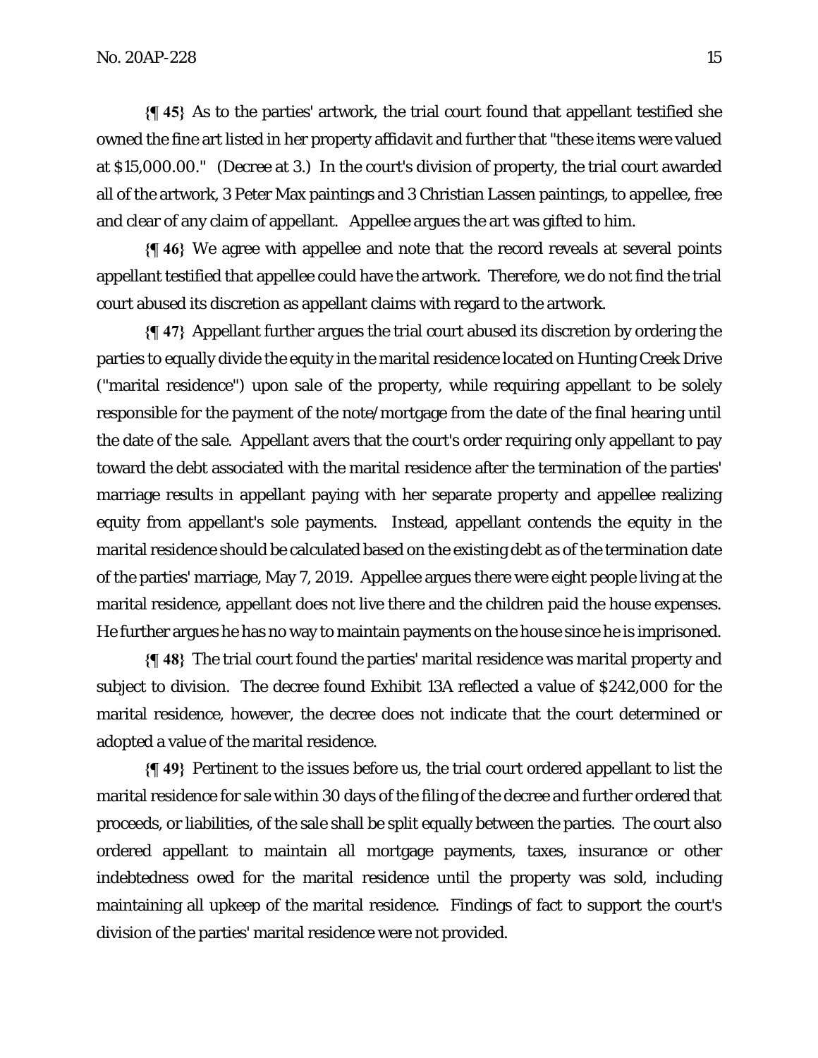**{¶ 45}** As to the parties' artwork, the trial court found that appellant testified she owned the fine art listed in her property affidavit and further that "these items were valued at $15,000.00." (Decree at 3.) In the court's division of property, the trial court awarded all of the artwork, 3 Peter Max paintings and 3 Christian Lassen paintings, to appellee, free and clear of any claim of appellant. Appellee argues the art was gifted to him.

**{¶ 46}** We agree with appellee and note that the record reveals at several points appellant testified that appellee could have the artwork. Therefore, we do not find the trial court abused its discretion as appellant claims with regard to the artwork.

**{¶ 47}** Appellant further argues the trial court abused its discretion by ordering the parties to equally divide the equity in the marital residence located on Hunting Creek Drive ("marital residence") upon sale of the property, while requiring appellant to be solely responsible for the payment of the note/mortgage from the date of the final hearing until the date of the sale. Appellant avers that the court's order requiring only appellant to pay toward the debt associated with the marital residence after the termination of the parties' marriage results in appellant paying with her separate property and appellee realizing equity from appellant's sole payments. Instead, appellant contends the equity in the marital residence should be calculated based on the existing debt as of the termination date of the parties' marriage, May 7, 2019. Appellee argues there were eight people living at the marital residence, appellant does not live there and the children paid the house expenses. He further argues he has no way to maintain payments on the house since he is imprisoned.

**{¶ 48}** The trial court found the parties' marital residence was marital property and subject to division. The decree found Exhibit 13A reflected a value of $242,000 for the marital residence, however, the decree does not indicate that the court determined or adopted a value of the marital residence.

**{¶ 49}** Pertinent to the issues before us, the trial court ordered appellant to list the marital residence for sale within 30 days of the filing of the decree and further ordered that proceeds, or liabilities, of the sale shall be split equally between the parties. The court also ordered appellant to maintain all mortgage payments, taxes, insurance or other indebtedness owed for the marital residence until the property was sold, including maintaining all upkeep of the marital residence. Findings of fact to support the court's division of the parties' marital residence were not provided.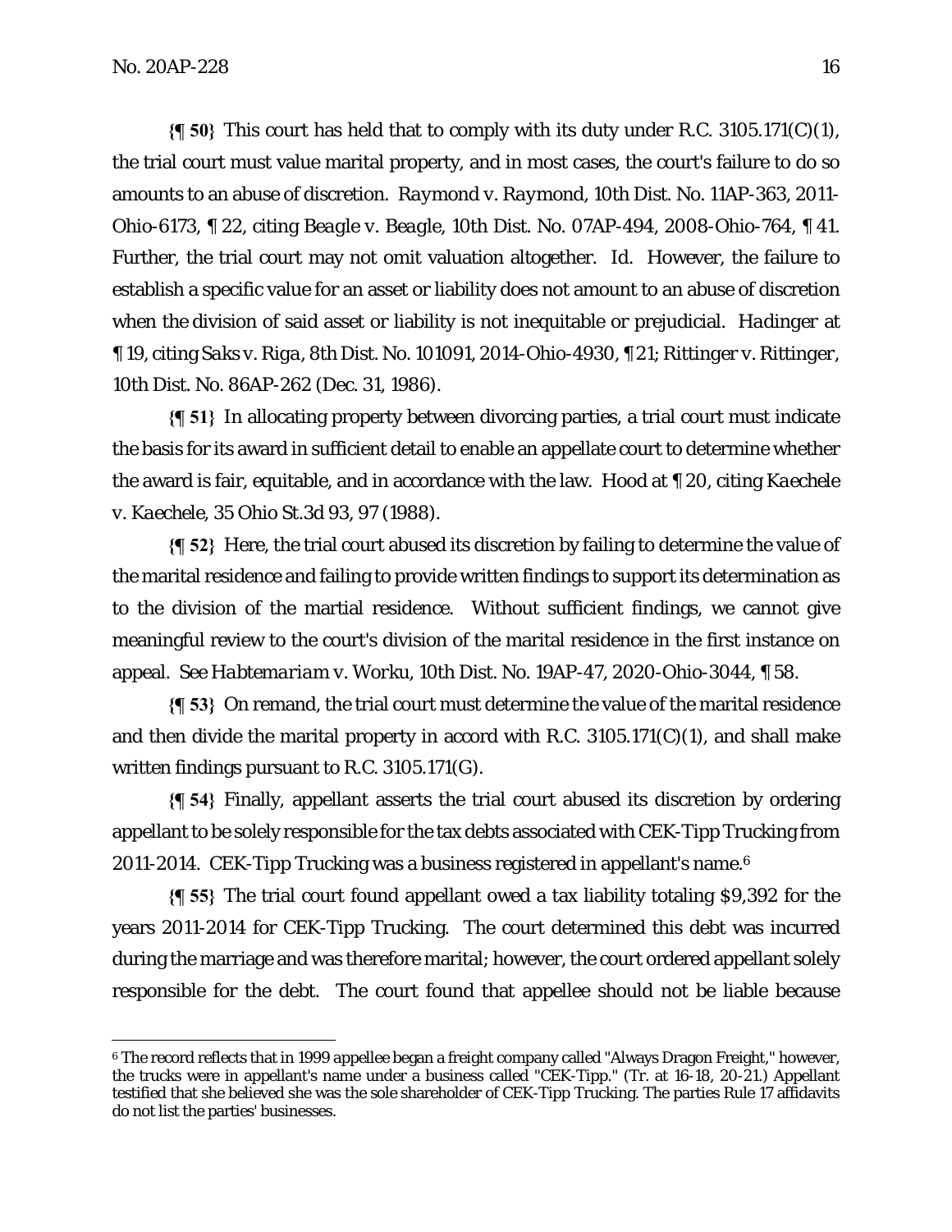**{¶ 50}** This court has held that to comply with its duty under R.C. 3105.171(C)(1), the trial court must value marital property, and in most cases, the court's failure to do so amounts to an abuse of discretion. *Raymond v. Raymond*, 10th Dist. No. 11AP-363, 2011-Ohio-6173, ¶ 22, citing *Beagle v. Beagle*, 10th Dist. No. 07AP-494, 2008-Ohio-764, ¶ 41. Further, the trial court may not omit valuation altogether. *Id.* However, the failure to establish a specific value for an asset or liability does not amount to an abuse of discretion when the division of said asset or liability is not inequitable or prejudicial. *Hadinger* at ¶ 19, citing *Saks v. Riga*, 8th Dist. No. 101091, 2014-Ohio-4930, ¶ 21; *Rittinger v. Rittinger*, 10th Dist. No. 86AP-262 (Dec. 31, 1986).

**{¶ 51}** In allocating property between divorcing parties, a trial court must indicate the basis for its award in sufficient detail to enable an appellate court to determine whether the award is fair, equitable, and in accordance with the law. *Hood* at ¶ 20, citing *Kaechele v. Kaechele*, 35 Ohio St.3d 93, 97 (1988).

**{¶ 52}** Here, the trial court abused its discretion by failing to determine the value of the marital residence and failing to provide written findings to support its determination as to the division of the martial residence. Without sufficient findings, we cannot give meaningful review to the court's division of the marital residence in the first instance on appeal. *See Habtemariam v. Worku*, 10th Dist. No. 19AP-47, 2020-Ohio-3044, ¶ 58.

**{¶ 53}** On remand, the trial court must determine the value of the marital residence and then divide the marital property in accord with R.C. 3105.171(C)(1), and shall make written findings pursuant to R.C. 3105.171(G).

**{¶ 54}** Finally, appellant asserts the trial court abused its discretion by ordering appellant to be solely responsible for the tax debts associated with CEK-Tipp Trucking from 2011-2014. CEK-Tipp Trucking was a business registered in appellant's name.[6]

**{¶ 55}** The trial court found appellant owed a tax liability totaling $9,392 for the years 2011-2014 for CEK-Tipp Trucking. The court determined this debt was incurred during the marriage and was therefore marital; however, the court ordered appellant solely responsible for the debt. The court found that appellee should not be liable because

---

[6] The record reflects that in 1999 appellee began a freight company called "Always Dragon Freight," however, the trucks were in appellant's name under a business called "CEK-Tipp." (Tr. at 16-18, 20-21.) Appellant testified that she believed she was the sole shareholder of CEK-Tipp Trucking. The parties Rule 17 affidavits do not list the parties' businesses.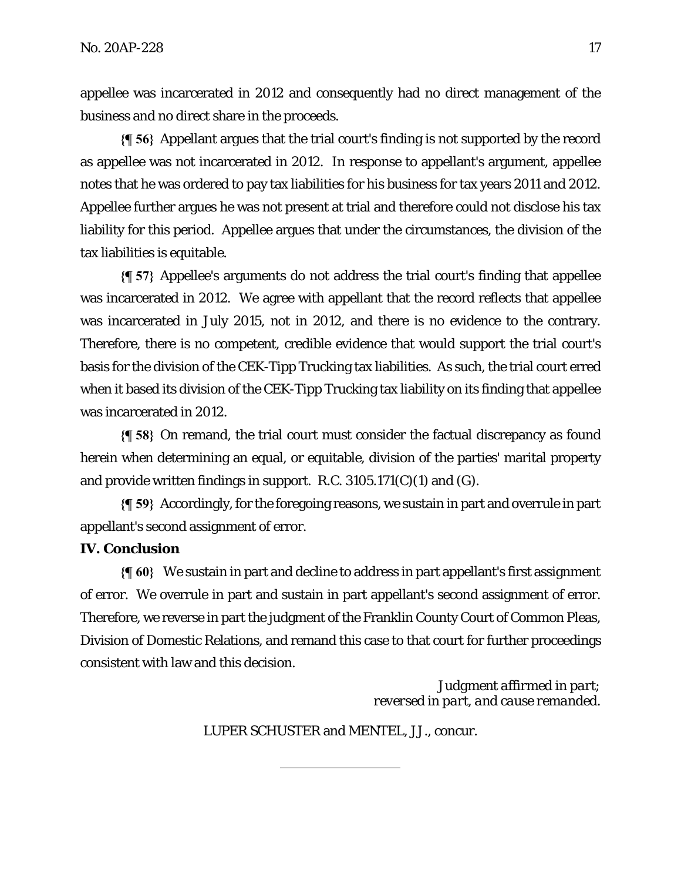appellee was incarcerated in 2012 and consequently had no direct management of the business and no direct share in the proceeds.

**{¶ 56}** Appellant argues that the trial court's finding is not supported by the record as appellee was not incarcerated in 2012. In response to appellant's argument, appellee notes that he was ordered to pay tax liabilities for his business for tax years 2011 and 2012. Appellee further argues he was not present at trial and therefore could not disclose his tax liability for this period. Appellee argues that under the circumstances, the division of the tax liabilities is equitable.

**{¶ 57}** Appellee's arguments do not address the trial court's finding that appellee was incarcerated in 2012. We agree with appellant that the record reflects that appellee was incarcerated in July 2015, not in 2012, and there is no evidence to the contrary. Therefore, there is no competent, credible evidence that would support the trial court's basis for the division of the CEK-Tipp Trucking tax liabilities. As such, the trial court erred when it based its division of the CEK-Tipp Trucking tax liability on its finding that appellee was incarcerated in 2012.

**{¶ 58}** On remand, the trial court must consider the factual discrepancy as found herein when determining an equal, or equitable, division of the parties' marital property and provide written findings in support. R.C. 3105.171(C)(1) and (G).

**{¶ 59}** Accordingly, for the foregoing reasons, we sustain in part and overrule in part appellant's second assignment of error.

## IV. Conclusion

**{¶ 60}** We sustain in part and decline to address in part appellant's first assignment of error. We overrule in part and sustain in part appellant's second assignment of error. Therefore, we reverse in part the judgment of the Franklin County Court of Common Pleas, Division of Domestic Relations, and remand this case to that court for further proceedings consistent with law and this decision.

*Judgment affirmed in part; reversed in part, and cause remanded.*

LUPER SCHUSTER and MENTEL, JJ., concur.